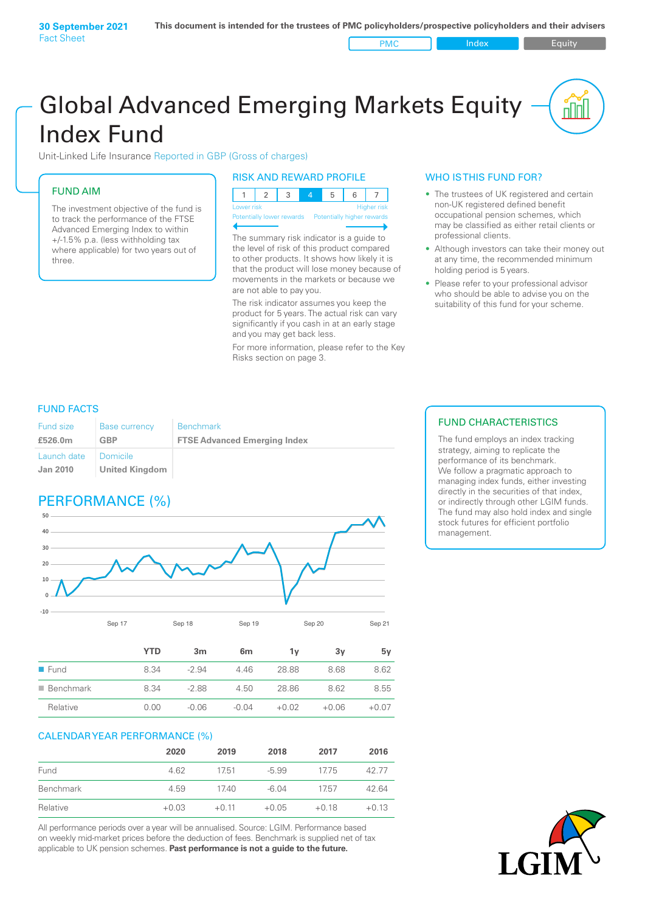**30 September 2021**
Fact Sheet

**This document is intended for the trustees of PMC policyholders/prospective policyholders and their advisers**

PMC | Index | Equity

# Global Advanced Emerging Markets Equity Index Fund

Unit-Linked Life Insurance Reported in GBP (Gross of charges)

## FUND AIM

The investment objective of the fund is to track the performance of the FTSE Advanced Emerging Index to within +/-1.5% p.a. (less withholding tax where applicable) for two years out of three.

## RISK AND REWARD PROFILE

| 1 | 2 | 3 | 4 | 5 | 6 | 7 |
|---|---|---|---|---|---|---|

Lower risk — Higher risk
Potentially lower rewards — Potentially higher rewards

The summary risk indicator is a guide to the level of risk of this product compared to other products. It shows how likely it is that the product will lose money because of movements in the markets or because we are not able to pay you.

The risk indicator assumes you keep the product for 5 years. The actual risk can vary significantly if you cash in at an early stage and you may get back less.

For more information, please refer to the Key Risks section on page 3.

## WHO IS THIS FUND FOR?

- The trustees of UK registered and certain non-UK registered defined benefit occupational pension schemes, which may be classified as either retail clients or professional clients.
- Although investors can take their money out at any time, the recommended minimum holding period is 5 years.
- Please refer to your professional advisor who should be able to advise you on the suitability of this fund for your scheme.

## FUND FACTS

| Fund size | Base currency | Benchmark |
|---|---|---|
| **£526.0m** | **GBP** | **FTSE Advanced Emerging Index** |
| Launch date | Domicile | |
| **Jan 2010** | **United Kingdom** | |

## FUND CHARACTERISTICS

The fund employs an index tracking strategy, aiming to replicate the performance of its benchmark. We follow a pragmatic approach to managing index funds, either investing directly in the securities of that index, or indirectly through other LGIM funds. The fund may also hold index and single stock futures for efficient portfolio management.

## PERFORMANCE (%)

| | YTD | 3m | 6m | 1y | 3y | 5y |
|---|---|---|---|---|---|---|
| Fund | 8.34 | -2.94 | 4.46 | 28.88 | 8.68 | 8.62 |
| Benchmark | 8.34 | -2.88 | 4.50 | 28.86 | 8.62 | 8.55 |
| Relative | 0.00 | -0.06 | -0.04 | +0.02 | +0.06 | +0.07 |

## CALENDAR YEAR PERFORMANCE (%)

| | 2020 | 2019 | 2018 | 2017 | 2016 |
|---|---|---|---|---|---|
| Fund | 4.62 | 17.51 | -5.99 | 17.75 | 42.77 |
| Benchmark | 4.59 | 17.40 | -6.04 | 17.57 | 42.64 |
| Relative | +0.03 | +0.11 | +0.05 | +0.18 | +0.13 |

All performance periods over a year will be annualised. Source: LGIM. Performance based on weekly mid-market prices before the deduction of fees. Benchmark is supplied net of tax applicable to UK pension schemes. **Past performance is not a guide to the future.**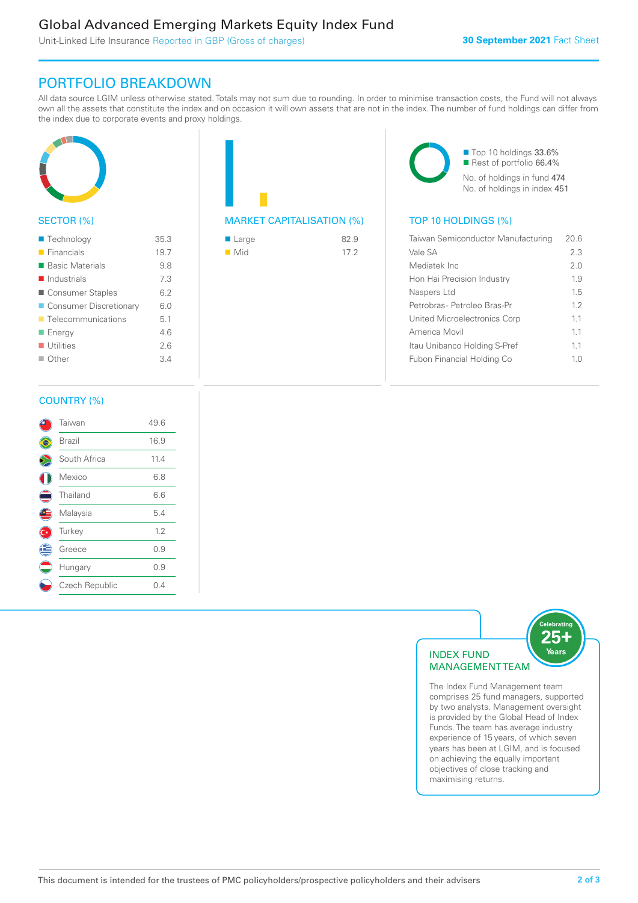# Global Advanced Emerging Markets Equity Index Fund

Unit-Linked Life Insurance Reported in GBP (Gross of charges)

**30 September 2021** Fact Sheet

## PORTFOLIO BREAKDOWN

All data source LGIM unless otherwise stated. Totals may not sum due to rounding. In order to minimise transaction costs, the Fund will not always own all the assets that constitute the index and on occasion it will own assets that are not in the index. The number of fund holdings can differ from the index due to corporate events and proxy holdings.

### SECTOR (%)

| Sector | % |
|---|---|
| Technology | 35.3 |
| Financials | 19.7 |
| Basic Materials | 9.8 |
| Industrials | 7.3 |
| Consumer Staples | 6.2 |
| Consumer Discretionary | 6.0 |
| Telecommunications | 5.1 |
| Energy | 4.6 |
| Utilities | 2.6 |
| Other | 3.4 |

### MARKET CAPITALISATION (%)

| Market Cap | % |
|---|---|
| Large | 82.9 |
| Mid | 17.2 |

- Top 10 holdings 33.6%
- Rest of portfolio 66.4%

No. of holdings in fund 474
No. of holdings in index 451

### TOP 10 HOLDINGS (%)

| Holding | % |
|---|---|
| Taiwan Semiconductor Manufacturing | 20.6 |
| Vale SA | 2.3 |
| Mediatek Inc | 2.0 |
| Hon Hai Precision Industry | 1.9 |
| Naspers Ltd | 1.5 |
| Petrobras- Petroleo Bras-Pr | 1.2 |
| United Microelectronics Corp | 1.1 |
| America Movil | 1.1 |
| Itau Unibanco Holding S-Pref | 1.1 |
| Fubon Financial Holding Co | 1.0 |

### COUNTRY (%)

| Country | % |
|---|---|
| Taiwan | 49.6 |
| Brazil | 16.9 |
| South Africa | 11.4 |
| Mexico | 6.8 |
| Thailand | 6.6 |
| Malaysia | 5.4 |
| Turkey | 1.2 |
| Greece | 0.9 |
| Hungary | 0.9 |
| Czech Republic | 0.4 |

### INDEX FUND MANAGEMENT TEAM

Celebrating 25+ Years

The Index Fund Management team comprises 25 fund managers, supported by two analysts. Management oversight is provided by the Global Head of Index Funds. The team has average industry experience of 15 years, of which seven years has been at LGIM, and is focused on achieving the equally important objectives of close tracking and maximising returns.

This document is intended for the trustees of PMC policyholders/prospective policyholders and their advisers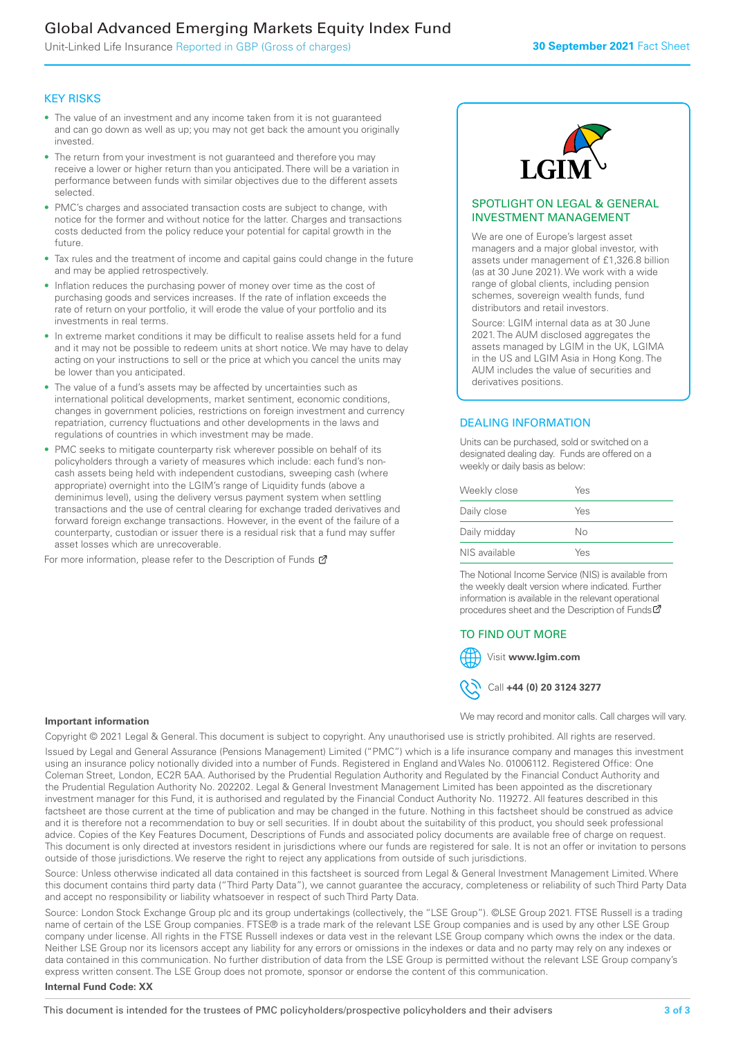# Global Advanced Emerging Markets Equity Index Fund

Unit-Linked Life Insurance Reported in GBP (Gross of charges)

**30 September 2021** Fact Sheet

## KEY RISKS

- The value of an investment and any income taken from it is not guaranteed and can go down as well as up; you may not get back the amount you originally invested.
- The return from your investment is not guaranteed and therefore you may receive a lower or higher return than you anticipated. There will be a variation in performance between funds with similar objectives due to the different assets selected.
- PMC's charges and associated transaction costs are subject to change, with notice for the former and without notice for the latter. Charges and transactions costs deducted from the policy reduce your potential for capital growth in the future.
- Tax rules and the treatment of income and capital gains could change in the future and may be applied retrospectively.
- Inflation reduces the purchasing power of money over time as the cost of purchasing goods and services increases. If the rate of inflation exceeds the rate of return on your portfolio, it will erode the value of your portfolio and its investments in real terms.
- In extreme market conditions it may be difficult to realise assets held for a fund and it may not be possible to redeem units at short notice. We may have to delay acting on your instructions to sell or the price at which you cancel the units may be lower than you anticipated.
- The value of a fund's assets may be affected by uncertainties such as international political developments, market sentiment, economic conditions, changes in government policies, restrictions on foreign investment and currency repatriation, currency fluctuations and other developments in the laws and regulations of countries in which investment may be made.
- PMC seeks to mitigate counterparty risk wherever possible on behalf of its policyholders through a variety of measures which include: each fund's non-cash assets being held with independent custodians, sweeping cash (where appropriate) overnight into the LGIM's range of Liquidity funds (above a deminimus level), using the delivery versus payment system when settling transactions and the use of central clearing for exchange traded derivatives and forward foreign exchange transactions. However, in the event of the failure of a counterparty, custodian or issuer there is a residual risk that a fund may suffer asset losses which are unrecoverable.

For more information, please refer to the Description of Funds

## SPOTLIGHT ON LEGAL & GENERAL INVESTMENT MANAGEMENT

We are one of Europe's largest asset managers and a major global investor, with assets under management of £1,326.8 billion (as at 30 June 2021). We work with a wide range of global clients, including pension schemes, sovereign wealth funds, fund distributors and retail investors.

Source: LGIM internal data as at 30 June 2021. The AUM disclosed aggregates the assets managed by LGIM in the UK, LGIMA in the US and LGIM Asia in Hong Kong. The AUM includes the value of securities and derivatives positions.

## DEALING INFORMATION

Units can be purchased, sold or switched on a designated dealing day. Funds are offered on a weekly or daily basis as below:

| | |
|---|---|
| Weekly close | Yes |
| Daily close | Yes |
| Daily midday | No |
| NIS available | Yes |

The Notional Income Service (NIS) is available from the weekly dealt version where indicated. Further information is available in the relevant operational procedures sheet and the Description of Funds

## TO FIND OUT MORE

Visit **www.lgim.com**

Call **+44 (0) 20 3124 3277**

We may record and monitor calls. Call charges will vary.

**Important information**

Copyright © 2021 Legal & General. This document is subject to copyright. Any unauthorised use is strictly prohibited. All rights are reserved.

Issued by Legal and General Assurance (Pensions Management) Limited ("PMC") which is a life insurance company and manages this investment using an insurance policy notionally divided into a number of Funds. Registered in England and Wales No. 01006112. Registered Office: One Coleman Street, London, EC2R 5AA. Authorised by the Prudential Regulation Authority and Regulated by the Financial Conduct Authority and the Prudential Regulation Authority No. 202202. Legal & General Investment Management Limited has been appointed as the discretionary investment manager for this Fund, it is authorised and regulated by the Financial Conduct Authority No. 119272. All features described in this factsheet are those current at the time of publication and may be changed in the future. Nothing in this factsheet should be construed as advice and it is therefore not a recommendation to buy or sell securities. If in doubt about the suitability of this product, you should seek professional advice. Copies of the Key Features Document, Descriptions of Funds and associated policy documents are available free of charge on request. This document is only directed at investors resident in jurisdictions where our funds are registered for sale. It is not an offer or invitation to persons outside of those jurisdictions. We reserve the right to reject any applications from outside of such jurisdictions.

Source: Unless otherwise indicated all data contained in this factsheet is sourced from Legal & General Investment Management Limited. Where this document contains third party data ("Third Party Data"), we cannot guarantee the accuracy, completeness or reliability of such Third Party Data and accept no responsibility or liability whatsoever in respect of such Third Party Data.

Source: London Stock Exchange Group plc and its group undertakings (collectively, the "LSE Group"). ©LSE Group 2021. FTSE Russell is a trading name of certain of the LSE Group companies. FTSE® is a trade mark of the relevant LSE Group companies and is used by any other LSE Group company under license. All rights in the FTSE Russell indexes or data vest in the relevant LSE Group company which owns the index or the data. Neither LSE Group nor its licensors accept any liability for any errors or omissions in the indexes or data and no party may rely on any indexes or data contained in this communication. No further distribution of data from the LSE Group is permitted without the relevant LSE Group company's express written consent. The LSE Group does not promote, sponsor or endorse the content of this communication.

**Internal Fund Code: XX**

This document is intended for the trustees of PMC policyholders/prospective policyholders and their advisers